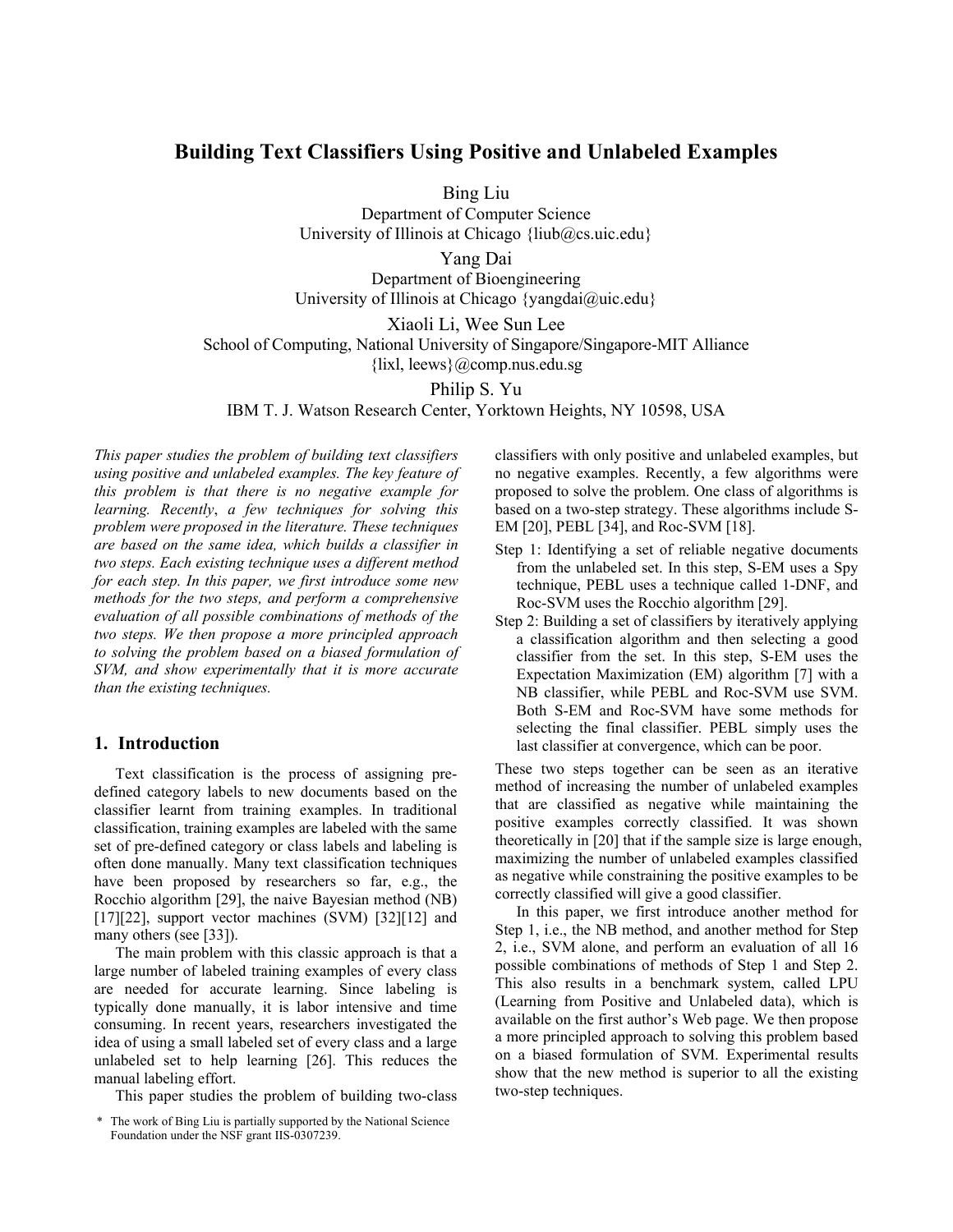# Building Text Classifiers Using Positive and Unlabeled Examples

Bing Liu
Department of Computer Science
University of Illinois at Chicago {liub@cs.uic.edu}

Yang Dai
Department of Bioengineering
University of Illinois at Chicago {yangdai@uic.edu}

Xiaoli Li, Wee Sun Lee
School of Computing, National University of Singapore/Singapore-MIT Alliance
{lixl, leews}@comp.nus.edu.sg

Philip S. Yu
IBM T. J. Watson Research Center, Yorktown Heights, NY 10598, USA

*This paper studies the problem of building text classifiers using positive and unlabeled examples. The key feature of this problem is that there is no negative example for learning. Recently, a few techniques for solving this problem were proposed in the literature. These techniques are based on the same idea, which builds a classifier in two steps. Each existing technique uses a different method for each step. In this paper, we first introduce some new methods for the two steps, and perform a comprehensive evaluation of all possible combinations of methods of the two steps. We then propose a more principled approach to solving the problem based on a biased formulation of SVM, and show experimentally that it is more accurate than the existing techniques.*

## 1. Introduction

Text classification is the process of assigning pre-defined category labels to new documents based on the classifier learnt from training examples. In traditional classification, training examples are labeled with the same set of pre-defined category or class labels and labeling is often done manually. Many text classification techniques have been proposed by researchers so far, e.g., the Rocchio algorithm [29], the naive Bayesian method (NB) [17][22], support vector machines (SVM) [32][12] and many others (see [33]).

The main problem with this classic approach is that a large number of labeled training examples of every class are needed for accurate learning. Since labeling is typically done manually, it is labor intensive and time consuming. In recent years, researchers investigated the idea of using a small labeled set of every class and a large unlabeled set to help learning [26]. This reduces the manual labeling effort.

This paper studies the problem of building two-class classifiers with only positive and unlabeled examples, but no negative examples. Recently, a few algorithms were proposed to solve the problem. One class of algorithms is based on a two-step strategy. These algorithms include S-EM [20], PEBL [34], and Roc-SVM [18].

- Step 1: Identifying a set of reliable negative documents from the unlabeled set. In this step, S-EM uses a Spy technique, PEBL uses a technique called 1-DNF, and Roc-SVM uses the Rocchio algorithm [29].
- Step 2: Building a set of classifiers by iteratively applying a classification algorithm and then selecting a good classifier from the set. In this step, S-EM uses the Expectation Maximization (EM) algorithm [7] with a NB classifier, while PEBL and Roc-SVM use SVM. Both S-EM and Roc-SVM have some methods for selecting the final classifier. PEBL simply uses the last classifier at convergence, which can be poor.

These two steps together can be seen as an iterative method of increasing the number of unlabeled examples that are classified as negative while maintaining the positive examples correctly classified. It was shown theoretically in [20] that if the sample size is large enough, maximizing the number of unlabeled examples classified as negative while constraining the positive examples to be correctly classified will give a good classifier.

In this paper, we first introduce another method for Step 1, i.e., the NB method, and another method for Step 2, i.e., SVM alone, and perform an evaluation of all 16 possible combinations of methods of Step 1 and Step 2. This also results in a benchmark system, called LPU (Learning from Positive and Unlabeled data), which is available on the first author's Web page. We then propose a more principled approach to solving this problem based on a biased formulation of SVM. Experimental results show that the new method is superior to all the existing two-step techniques.

\* The work of Bing Liu is partially supported by the National Science Foundation under the NSF grant IIS-0307239.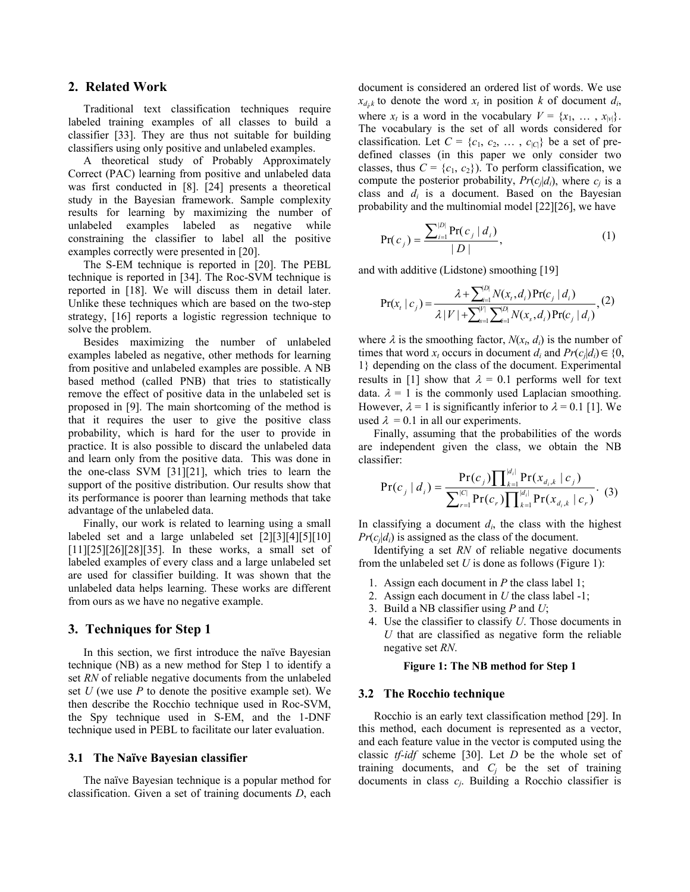## 2. Related Work

Traditional text classification techniques require labeled training examples of all classes to build a classifier [33]. They are thus not suitable for building classifiers using only positive and unlabeled examples.

A theoretical study of Probably Approximately Correct (PAC) learning from positive and unlabeled data was first conducted in [8]. [24] presents a theoretical study in the Bayesian framework. Sample complexity results for learning by maximizing the number of unlabeled examples labeled as negative while constraining the classifier to label all the positive examples correctly were presented in [20].

The S-EM technique is reported in [20]. The PEBL technique is reported in [34]. The Roc-SVM technique is reported in [18]. We will discuss them in detail later. Unlike these techniques which are based on the two-step strategy, [16] reports a logistic regression technique to solve the problem.

Besides maximizing the number of unlabeled examples labeled as negative, other methods for learning from positive and unlabeled examples are possible. A NB based method (called PNB) that tries to statistically remove the effect of positive data in the unlabeled set is proposed in [9]. The main shortcoming of the method is that it requires the user to give the positive class probability, which is hard for the user to provide in practice. It is also possible to discard the unlabeled data and learn only from the positive data. This was done in the one-class SVM [31][21], which tries to learn the support of the positive distribution. Our results show that its performance is poorer than learning methods that take advantage of the unlabeled data.

Finally, our work is related to learning using a small labeled set and a large unlabeled set [2][3][4][5][10][11][25][26][28][35]. In these works, a small set of labeled examples of every class and a large unlabeled set are used for classifier building. It was shown that the unlabeled data helps learning. These works are different from ours as we have no negative example.

## 3. Techniques for Step 1

In this section, we first introduce the naïve Bayesian technique (NB) as a new method for Step 1 to identify a set *RN* of reliable negative documents from the unlabeled set *U* (we use *P* to denote the positive example set). We then describe the Rocchio technique used in Roc-SVM, the Spy technique used in S-EM, and the 1-DNF technique used in PEBL to facilitate our later evaluation.

### 3.1 The Naïve Bayesian classifier

The naïve Bayesian technique is a popular method for classification. Given a set of training documents $D$, each document is considered an ordered list of words. We use $x_{d_i,k}$ to denote the word $x_t$ in position $k$ of document $d_i$, where $x_t$ is a word in the vocabulary $V = \{x_1, \ldots, x_{|V|}\}$. The vocabulary is the set of all words considered for classification. Let $C = \{c_1, c_2, \ldots, c_{|C|}\}$ be a set of pre-defined classes (in this paper we only consider two classes, thus $C = \{c_1, c_2\}$). To perform classification, we compute the posterior probability, $Pr(c_j|d_i)$, where $c_j$ is a class and $d_i$ is a document. Based on the Bayesian probability and the multinomial model [22][26], we have

$$\Pr(c_j) = \frac{\sum_{i=1}^{|D|} \Pr(c_j \mid d_i)}{|D|}, \tag{1}$$

and with additive (Lidstone) smoothing [19]

$$\Pr(x_t \mid c_j) = \frac{\lambda + \sum_{i=1}^{|D|} N(x_t, d_i) \Pr(c_j \mid d_i)}{\lambda |V| + \sum_{s=1}^{|V|} \sum_{i=1}^{|D|} N(x_s, d_i) \Pr(c_j \mid d_i)}, \tag{2}$$

where $\lambda$ is the smoothing factor, $N(x_t, d_i)$ is the number of times that word $x_t$ occurs in document $d_i$ and $Pr(c_j|d_i) \in \{0, 1\}$ depending on the class of the document. Experimental results in [1] show that $\lambda = 0.1$ performs well for text data. $\lambda = 1$ is the commonly used Laplacian smoothing. However, $\lambda = 1$ is significantly inferior to $\lambda = 0.1$ [1]. We used $\lambda = 0.1$ in all our experiments.

Finally, assuming that the probabilities of the words are independent given the class, we obtain the NB classifier:

$$\Pr(c_j \mid d_i) = \frac{\Pr(c_j) \prod_{k=1}^{|d_i|} \Pr(x_{d_i,k} \mid c_j)}{\sum_{r=1}^{|C|} \Pr(c_r) \prod_{k=1}^{|d_i|} \Pr(x_{d_i,k} \mid c_r)}. \tag{3}$$

In classifying a document $d_i$, the class with the highest $Pr(c_j|d_i)$ is assigned as the class of the document.

Identifying a set *RN* of reliable negative documents from the unlabeled set *U* is done as follows (Figure 1):

1. Assign each document in *P* the class label 1;
2. Assign each document in *U* the class label -1;
3. Build a NB classifier using *P* and *U*;
4. Use the classifier to classify *U*. Those documents in *U* that are classified as negative form the reliable negative set *RN*.

**Figure 1: The NB method for Step 1**

### 3.2 The Rocchio technique

Rocchio is an early text classification method [29]. In this method, each document is represented as a vector, and each feature value in the vector is computed using the classic *tf-idf* scheme [30]. Let $D$ be the whole set of training documents, and $C_j$ be the set of training documents in class $c_j$. Building a Rocchio classifier is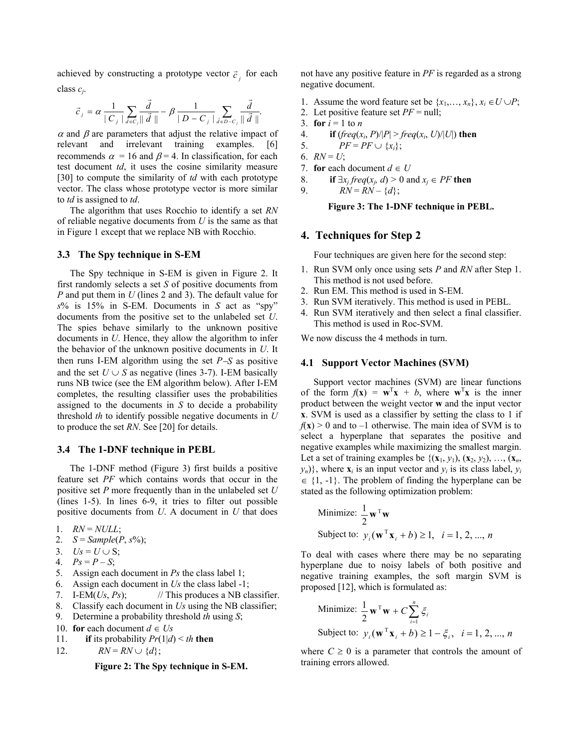achieved by constructing a prototype vector $\vec{c}_j$ for each class $c_j$.

$$\vec{c}_j = \alpha \frac{1}{|C_j|} \sum_{\vec{d} \in C_j} \frac{\vec{d}}{\|\vec{d}\|} - \beta \frac{1}{|D - C_j|} \sum_{\vec{d} \in D - C_j} \frac{\vec{d}}{\|\vec{d}\|}.$$

$\alpha$ and $\beta$ are parameters that adjust the relative impact of relevant and irrelevant training examples. [6] recommends $\alpha = 16$ and $\beta = 4$. In classification, for each test document *td*, it uses the cosine similarity measure [30] to compute the similarity of *td* with each prototype vector. The class whose prototype vector is more similar to *td* is assigned to *td*.

The algorithm that uses Rocchio to identify a set *RN* of reliable negative documents from *U* is the same as that in Figure 1 except that we replace NB with Rocchio.

### 3.3 The Spy technique in S-EM

The Spy technique in S-EM is given in Figure 2. It first randomly selects a set *S* of positive documents from *P* and put them in *U* (lines 2 and 3). The default value for *s*% is 15% in S-EM. Documents in *S* act as "spy" documents from the positive set to the unlabeled set *U*. The spies behave similarly to the unknown positive documents in *U*. Hence, they allow the algorithm to infer the behavior of the unknown positive documents in *U*. It then runs I-EM algorithm using the set *P*–*S* as positive and the set $U \cup S$ as negative (lines 3-7). I-EM basically runs NB twice (see the EM algorithm below). After I-EM completes, the resulting classifier uses the probabilities assigned to the documents in *S* to decide a probability threshold *th* to identify possible negative documents in *U* to produce the set *RN*. See [20] for details.

### 3.4 The 1-DNF technique in PEBL

The 1-DNF method (Figure 3) first builds a positive feature set *PF* which contains words that occur in the positive set *P* more frequently than in the unlabeled set *U* (lines 1-5). In lines 6-9, it tries to filter out possible positive documents from *U*. A document in *U* that does not have any positive feature in *PF* is regarded as a strong negative document.

1. *RN* = *NULL*;
2. *S* = *Sample*(*P*, *s*%);
3. *Us* = $U \cup$ S;
4. *Ps* = *P* – *S*;
5. Assign each document in *Ps* the class label 1;
6. Assign each document in *Us* the class label -1;
7. I-EM(*Us*, *Ps*); // This produces a NB classifier.
8. Classify each document in *Us* using the NB classifier;
9. Determine a probability threshold *th* using *S*;
10. **for** each document $d \in Us$
11. **if** its probability *Pr*(1|*d*) < *th* **then**
12. *RN* = *RN* $\cup$ {*d*};

**Figure 2: The Spy technique in S-EM.**

1. Assume the word feature set be $\{x_1, \ldots, x_n\}$, $x_i \in U \cup P$;
2. Let positive feature set *PF* = null;
3. **for** *i* = 1 to *n*
4. **if** ($freq(x_i, P)/|P| > freq(x_i, U)/|U|$) **then**
5. $PF = PF \cup \{x_i\}$;
6. *RN* = *U*;
7. **for** each document $d \in U$
8. **if** $\exists x_j \, freq(x_j, d) > 0$ and $x_j \in PF$ **then**
9. *RN* = *RN* – {*d*};

**Figure 3: The 1-DNF technique in PEBL.**

## 4. Techniques for Step 2

Four techniques are given here for the second step:

1. Run SVM only once using sets *P* and *RN* after Step 1. This method is not used before.
2. Run EM. This method is used in S-EM.
3. Run SVM iteratively. This method is used in PEBL.
4. Run SVM iteratively and then select a final classifier. This method is used in Roc-SVM.

We now discuss the 4 methods in turn.

### 4.1 Support Vector Machines (SVM)

Support vector machines (SVM) are linear functions of the form $f(\mathbf{x}) = \mathbf{w}^{\mathrm{T}}\mathbf{x} + b$, where $\mathbf{w}^{\mathrm{T}}\mathbf{x}$ is the inner product between the weight vector $\mathbf{w}$ and the input vector $\mathbf{x}$. SVM is used as a classifier by setting the class to 1 if $f(\mathbf{x}) > 0$ and to –1 otherwise. The main idea of SVM is to select a hyperplane that separates the positive and negative examples while maximizing the smallest margin. Let a set of training examples be $\{(\mathbf{x}_1, y_1), (\mathbf{x}_2, y_2), \ldots, (\mathbf{x}_n, y_n)\}$, where $\mathbf{x}_i$ is an input vector and $y_i$ is its class label, $y_i \in \{1, -1\}$. The problem of finding the hyperplane can be stated as the following optimization problem:

$$\text{Minimize: } \frac{1}{2}\mathbf{w}^{\mathrm{T}}\mathbf{w}$$
$$\text{Subject to: } y_i(\mathbf{w}^{\mathrm{T}}\mathbf{x}_i + b) \geq 1, \quad i = 1, 2, \ldots, n$$

To deal with cases where there may be no separating hyperplane due to noisy labels of both positive and negative training examples, the soft margin SVM is proposed [12], which is formulated as:

$$\text{Minimize: } \frac{1}{2}\mathbf{w}^{\mathrm{T}}\mathbf{w} + C\sum_{i=1}^{n}\xi_i$$
$$\text{Subject to: } y_i(\mathbf{w}^{\mathrm{T}}\mathbf{x}_i + b) \geq 1 - \xi_i, \quad i = 1, 2, \ldots, n$$

where $C \geq 0$ is a parameter that controls the amount of training errors allowed.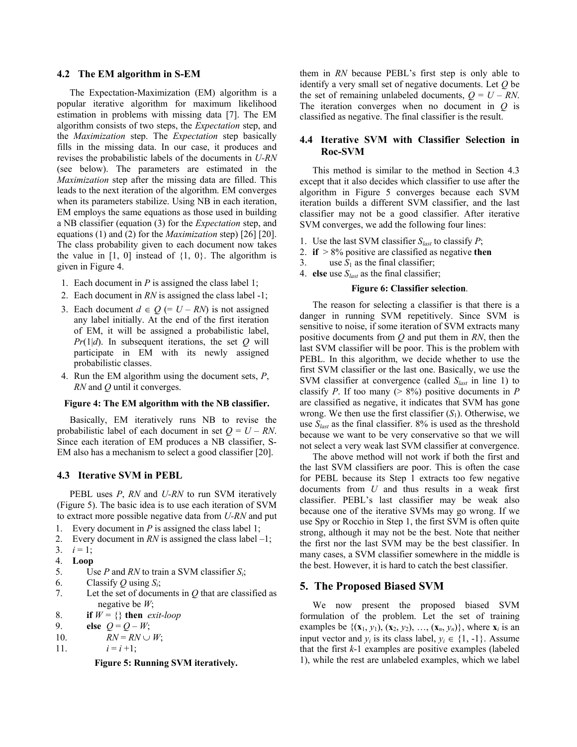### 4.2 The EM algorithm in S-EM

The Expectation-Maximization (EM) algorithm is a popular iterative algorithm for maximum likelihood estimation in problems with missing data [7]. The EM algorithm consists of two steps, the *Expectation* step, and the *Maximization* step. The *Expectation* step basically fills in the missing data. In our case, it produces and revises the probabilistic labels of the documents in *U-RN* (see below). The parameters are estimated in the *Maximization* step after the missing data are filled. This leads to the next iteration of the algorithm. EM converges when its parameters stabilize. Using NB in each iteration, EM employs the same equations as those used in building a NB classifier (equation (3) for the *Expectation* step, and equations (1) and (2) for the *Maximization* step) [26] [20]. The class probability given to each document now takes the value in [1, 0] instead of {1, 0}. The algorithm is given in Figure 4.

1. Each document in *P* is assigned the class label 1;
2. Each document in *RN* is assigned the class label -1;
3. Each document $d \in Q$ (= $U - RN$) is not assigned any label initially. At the end of the first iteration of EM, it will be assigned a probabilistic label, $Pr(1|d)$. In subsequent iterations, the set *Q* will participate in EM with its newly assigned probabilistic classes.
4. Run the EM algorithm using the document sets, *P*, *RN* and *Q* until it converges.

**Figure 4: The EM algorithm with the NB classifier.**

Basically, EM iteratively runs NB to revise the probabilistic label of each document in set $Q = U - RN$. Since each iteration of EM produces a NB classifier, S-EM also has a mechanism to select a good classifier [20].

### 4.3 Iterative SVM in PEBL

PEBL uses *P*, *RN* and *U-RN* to run SVM iteratively (Figure 5). The basic idea is to use each iteration of SVM to extract more possible negative data from *U-RN* and put them in *RN* because PEBL's first step is only able to identify a very small set of negative documents. Let *Q* be the set of remaining unlabeled documents, $Q = U - RN$. The iteration converges when no document in *Q* is classified as negative. The final classifier is the result.

```
1.   Every document in P is assigned the class label 1;
2.   Every document in RN is assigned the class label –1;
3.   i = 1;
4.   Loop
5.        Use P and RN to train a SVM classifier S_i;
6.        Classify Q using S_i;
7.        Let the set of documents in Q that are classified as
             negative be W;
8.        if W = {} then  exit-loop
9.        else  Q = Q – W;
10.            RN = RN ∪ W;
11.            i = i +1;
```

**Figure 5: Running SVM iteratively.**

### 4.4 Iterative SVM with Classifier Selection in Roc-SVM

This method is similar to the method in Section 4.3 except that it also decides which classifier to use after the algorithm in Figure 5 converges because each SVM iteration builds a different SVM classifier, and the last classifier may not be a good classifier. After iterative SVM converges, we add the following four lines:

```
1.  Use the last SVM classifier S_last to classify P;
2.  if > 8% positive are classified as negative then
3.        use S_1 as the final classifier;
4.  else use S_last as the final classifier;
```

**Figure 6: Classifier selection**.

The reason for selecting a classifier is that there is a danger in running SVM repetitively. Since SVM is sensitive to noise, if some iteration of SVM extracts many positive documents from *Q* and put them in *RN*, then the last SVM classifier will be poor. This is the problem with PEBL. In this algorithm, we decide whether to use the first SVM classifier or the last one. Basically, we use the SVM classifier at convergence (called $S_{last}$ in line 1) to classify *P*. If too many (> 8%) positive documents in *P* are classified as negative, it indicates that SVM has gone wrong. We then use the first classifier ($S_1$). Otherwise, we use $S_{last}$ as the final classifier. 8% is used as the threshold because we want to be very conservative so that we will not select a very weak last SVM classifier at convergence.

The above method will not work if both the first and the last SVM classifiers are poor. This is often the case for PEBL because its Step 1 extracts too few negative documents from *U* and thus results in a weak first classifier. PEBL's last classifier may be weak also because one of the iterative SVMs may go wrong. If we use Spy or Rocchio in Step 1, the first SVM is often quite strong, although it may not be the best. Note that neither the first nor the last SVM may be the best classifier. In many cases, a SVM classifier somewhere in the middle is the best. However, it is hard to catch the best classifier.

## 5. The Proposed Biased SVM

We now present the proposed biased SVM formulation of the problem. Let the set of training examples be $\{(\mathbf{x}_1, y_1), (\mathbf{x}_2, y_2), \ldots, (\mathbf{x}_n, y_n)\}$, where $\mathbf{x}_i$ is an input vector and $y_i$ is its class label, $y_i \in \{1, -1\}$. Assume that the first *k*-1 examples are positive examples (labeled 1), while the rest are unlabeled examples, which we label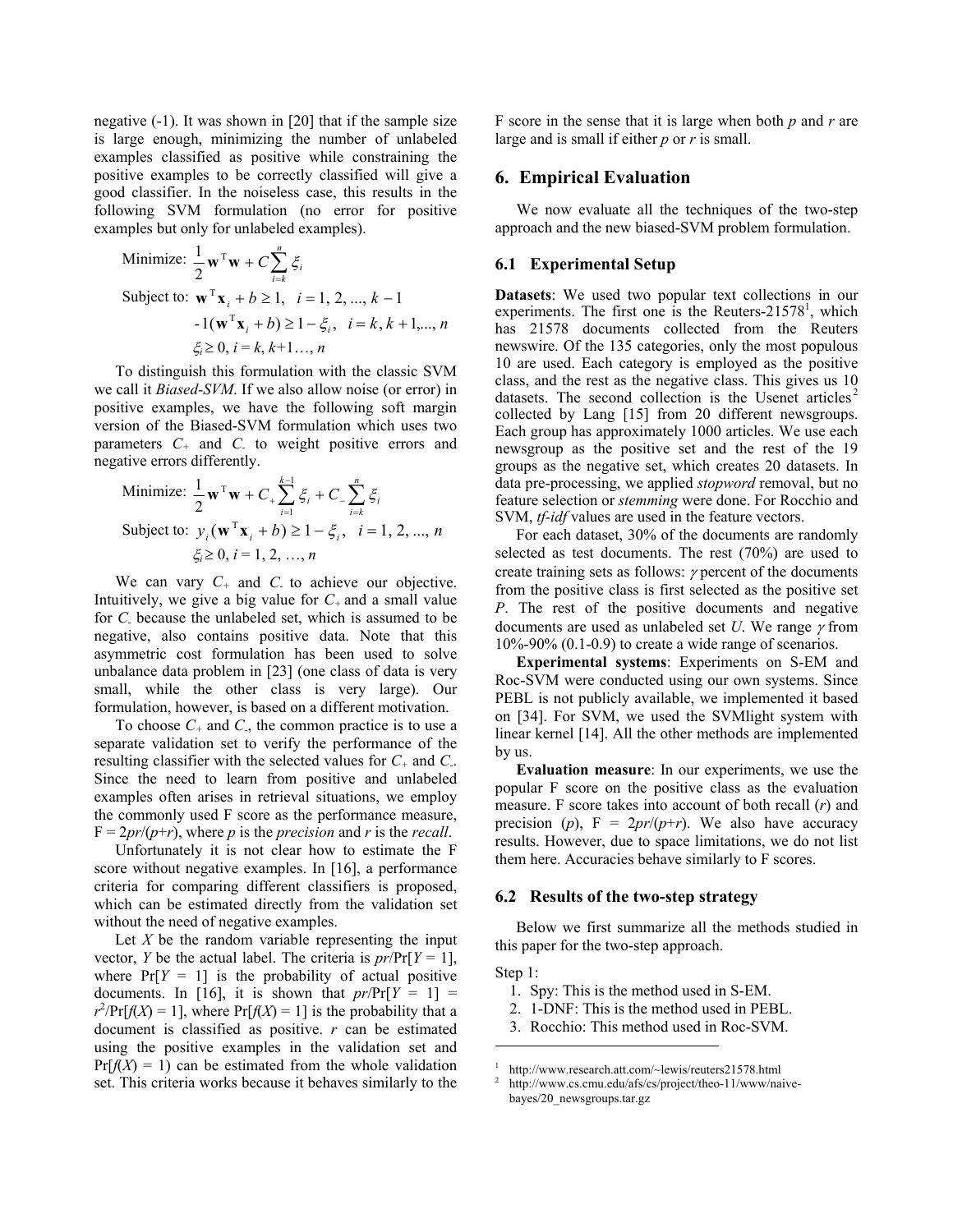negative (-1). It was shown in [20] that if the sample size is large enough, minimizing the number of unlabeled examples classified as positive while constraining the positive examples to be correctly classified will give a good classifier. In the noiseless case, this results in the following SVM formulation (no error for positive examples but only for unlabeled examples).

$$\text{Minimize: } \frac{1}{2}\mathbf{w}^{\mathrm{T}}\mathbf{w} + C\sum_{i=k}^{n}\xi_i$$

$$\text{Subject to: } \mathbf{w}^{\mathrm{T}}\mathbf{x}_i + b \geq 1, \quad i = 1, 2, ..., k-1$$

$$-1(\mathbf{w}^{\mathrm{T}}\mathbf{x}_i + b) \geq 1 - \xi_i, \quad i = k, k+1, ..., n$$

$$\xi_i \geq 0, \; i = k, k+1\ldots, n$$

To distinguish this formulation with the classic SVM we call it *Biased-SVM*. If we also allow noise (or error) in positive examples, we have the following soft margin version of the Biased-SVM formulation which uses two parameters $C_+$ and $C_-$ to weight positive errors and negative errors differently.

$$\text{Minimize: } \frac{1}{2}\mathbf{w}^{\mathrm{T}}\mathbf{w} + C_+\sum_{i=1}^{k-1}\xi_i + C_-\sum_{i=k}^{n}\xi_i$$

$$\text{Subject to: } y_i(\mathbf{w}^{\mathrm{T}}\mathbf{x}_i + b) \geq 1 - \xi_i, \quad i = 1, 2, ..., n$$

$$\xi_i \geq 0, \; i = 1, 2, \ldots, n$$

We can vary $C_+$ and $C_-$ to achieve our objective. Intuitively, we give a big value for $C_+$ and a small value for $C_-$ because the unlabeled set, which is assumed to be negative, also contains positive data. Note that this asymmetric cost formulation has been used to solve unbalance data problem in [23] (one class of data is very small, while the other class is very large). Our formulation, however, is based on a different motivation.

To choose $C_+$ and $C_-$, the common practice is to use a separate validation set to verify the performance of the resulting classifier with the selected values for $C_+$ and $C_-$. Since the need to learn from positive and unlabeled examples often arises in retrieval situations, we employ the commonly used F score as the performance measure, $F = 2pr/(p+r)$, where $p$ is the *precision* and $r$ is the *recall*.

Unfortunately it is not clear how to estimate the F score without negative examples. In [16], a performance criteria for comparing different classifiers is proposed, which can be estimated directly from the validation set without the need of negative examples.

Let $X$ be the random variable representing the input vector, $Y$ be the actual label. The criteria is $pr/\Pr[Y = 1]$, where $\Pr[Y = 1]$ is the probability of actual positive documents. In [16], it is shown that $pr/\Pr[Y = 1] = r^2/\Pr[f(X) = 1]$, where $\Pr[f(X) = 1]$ is the probability that a document is classified as positive. $r$ can be estimated using the positive examples in the validation set and $\Pr[f(X) = 1)$ can be estimated from the whole validation set. This criteria works because it behaves similarly to the F score in the sense that it is large when both $p$ and $r$ are large and is small if either $p$ or $r$ is small.

## 6. Empirical Evaluation

We now evaluate all the techniques of the two-step approach and the new biased-SVM problem formulation.

### 6.1 Experimental Setup

**Datasets**: We used two popular text collections in our experiments. The first one is the Reuters-21578[1], which has 21578 documents collected from the Reuters newswire. Of the 135 categories, only the most populous 10 are used. Each category is employed as the positive class, and the rest as the negative class. This gives us 10 datasets. The second collection is the Usenet articles[2] collected by Lang [15] from 20 different newsgroups. Each group has approximately 1000 articles. We use each newsgroup as the positive set and the rest of the 19 groups as the negative set, which creates 20 datasets. In data pre-processing, we applied *stopword* removal, but no feature selection or *stemming* were done. For Rocchio and SVM, *tf-idf* values are used in the feature vectors.

For each dataset, 30% of the documents are randomly selected as test documents. The rest (70%) are used to create training sets as follows: $\gamma$ percent of the documents from the positive class is first selected as the positive set $P$. The rest of the positive documents and negative documents are used as unlabeled set $U$. We range $\gamma$ from 10%-90% (0.1-0.9) to create a wide range of scenarios.

**Experimental systems**: Experiments on S-EM and Roc-SVM were conducted using our own systems. Since PEBL is not publicly available, we implemented it based on [34]. For SVM, we used the SVMlight system with linear kernel [14]. All the other methods are implemented by us.

**Evaluation measure**: In our experiments, we use the popular F score on the positive class as the evaluation measure. F score takes into account of both recall ($r$) and precision ($p$), $F = 2pr/(p+r)$. We also have accuracy results. However, due to space limitations, we do not list them here. Accuracies behave similarly to F scores.

### 6.2 Results of the two-step strategy

Below we first summarize all the methods studied in this paper for the two-step approach.

Step 1:

1. Spy: This is the method used in S-EM.
2. 1-DNF: This is the method used in PEBL.
3. Rocchio: This method used in Roc-SVM.

---

[1] http://www.research.att.com/~lewis/reuters21578.html

[2] http://www.cs.cmu.edu/afs/cs/project/theo-11/www/naive-bayes/20_newsgroups.tar.gz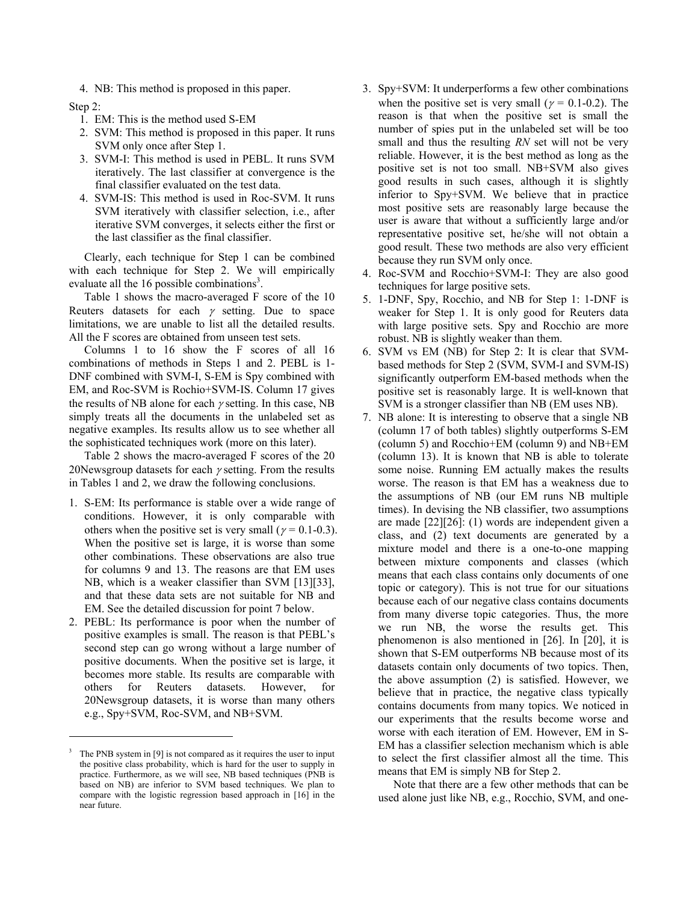4. NB: This method is proposed in this paper.

Step 2:

1. EM: This is the method used S-EM
2. SVM: This method is proposed in this paper. It runs SVM only once after Step 1.
3. SVM-I: This method is used in PEBL. It runs SVM iteratively. The last classifier at convergence is the final classifier evaluated on the test data.
4. SVM-IS: This method is used in Roc-SVM. It runs SVM iteratively with classifier selection, i.e., after iterative SVM converges, it selects either the first or the last classifier as the final classifier.

Clearly, each technique for Step 1 can be combined with each technique for Step 2. We will empirically evaluate all the 16 possible combinations[3].

Table 1 shows the macro-averaged F score of the 10 Reuters datasets for each $\gamma$ setting. Due to space limitations, we are unable to list all the detailed results. All the F scores are obtained from unseen test sets.

Columns 1 to 16 show the F scores of all 16 combinations of methods in Steps 1 and 2. PEBL is 1-DNF combined with SVM-I, S-EM is Spy combined with EM, and Roc-SVM is Rochio+SVM-IS. Column 17 gives the results of NB alone for each $\gamma$ setting. In this case, NB simply treats all the documents in the unlabeled set as negative examples. Its results allow us to see whether all the sophisticated techniques work (more on this later).

Table 2 shows the macro-averaged F scores of the 20 20Newsgroup datasets for each $\gamma$ setting. From the results in Tables 1 and 2, we draw the following conclusions.

1. S-EM: Its performance is stable over a wide range of conditions. However, it is only comparable with others when the positive set is very small ($\gamma$ = 0.1-0.3). When the positive set is large, it is worse than some other combinations. These observations are also true for columns 9 and 13. The reasons are that EM uses NB, which is a weaker classifier than SVM [13][33], and that these data sets are not suitable for NB and EM. See the detailed discussion for point 7 below.
2. PEBL: Its performance is poor when the number of positive examples is small. The reason is that PEBL's second step can go wrong without a large number of positive documents. When the positive set is large, it becomes more stable. Its results are comparable with others for Reuters datasets. However, for 20Newsgroup datasets, it is worse than many others e.g., Spy+SVM, Roc-SVM, and NB+SVM.
3. Spy+SVM: It underperforms a few other combinations when the positive set is very small ($\gamma$ = 0.1-0.2). The reason is that when the positive set is small the number of spies put in the unlabeled set will be too small and thus the resulting *RN* set will not be very reliable. However, it is the best method as long as the positive set is not too small. NB+SVM also gives good results in such cases, although it is slightly inferior to Spy+SVM. We believe that in practice most positive sets are reasonably large because the user is aware that without a sufficiently large and/or representative positive set, he/she will not obtain a good result. These two methods are also very efficient because they run SVM only once.
4. Roc-SVM and Rocchio+SVM-I: They are also good techniques for large positive sets.
5. 1-DNF, Spy, Rocchio, and NB for Step 1: 1-DNF is weaker for Step 1. It is only good for Reuters data with large positive sets. Spy and Rocchio are more robust. NB is slightly weaker than them.
6. SVM vs EM (NB) for Step 2: It is clear that SVM-based methods for Step 2 (SVM, SVM-I and SVM-IS) significantly outperform EM-based methods when the positive set is reasonably large. It is well-known that SVM is a stronger classifier than NB (EM uses NB).
7. NB alone: It is interesting to observe that a single NB (column 17 of both tables) slightly outperforms S-EM (column 5) and Rocchio+EM (column 9) and NB+EM (column 13). It is known that NB is able to tolerate some noise. Running EM actually makes the results worse. The reason is that EM has a weakness due to the assumptions of NB (our EM runs NB multiple times). In devising the NB classifier, two assumptions are made [22][26]: (1) words are independent given a class, and (2) text documents are generated by a mixture model and there is a one-to-one mapping between mixture components and classes (which means that each class contains only documents of one topic or category). This is not true for our situations because each of our negative class contains documents from many diverse topic categories. Thus, the more we run NB, the worse the results get. This phenomenon is also mentioned in [26]. In [20], it is shown that S-EM outperforms NB because most of its datasets contain only documents of two topics. Then, the above assumption (2) is satisfied. However, we believe that in practice, the negative class typically contains documents from many topics. We noticed in our experiments that the results become worse and worse with each iteration of EM. However, EM in S-EM has a classifier selection mechanism which is able to select the first classifier almost all the time. This means that EM is simply NB for Step 2.

Note that there are a few other methods that can be used alone just like NB, e.g., Rocchio, SVM, and one-

---

[3] The PNB system in [9] is not compared as it requires the user to input the positive class probability, which is hard for the user to supply in practice. Furthermore, as we will see, NB based techniques (PNB is based on NB) are inferior to SVM based techniques. We plan to compare with the logistic regression based approach in [16] in the near future.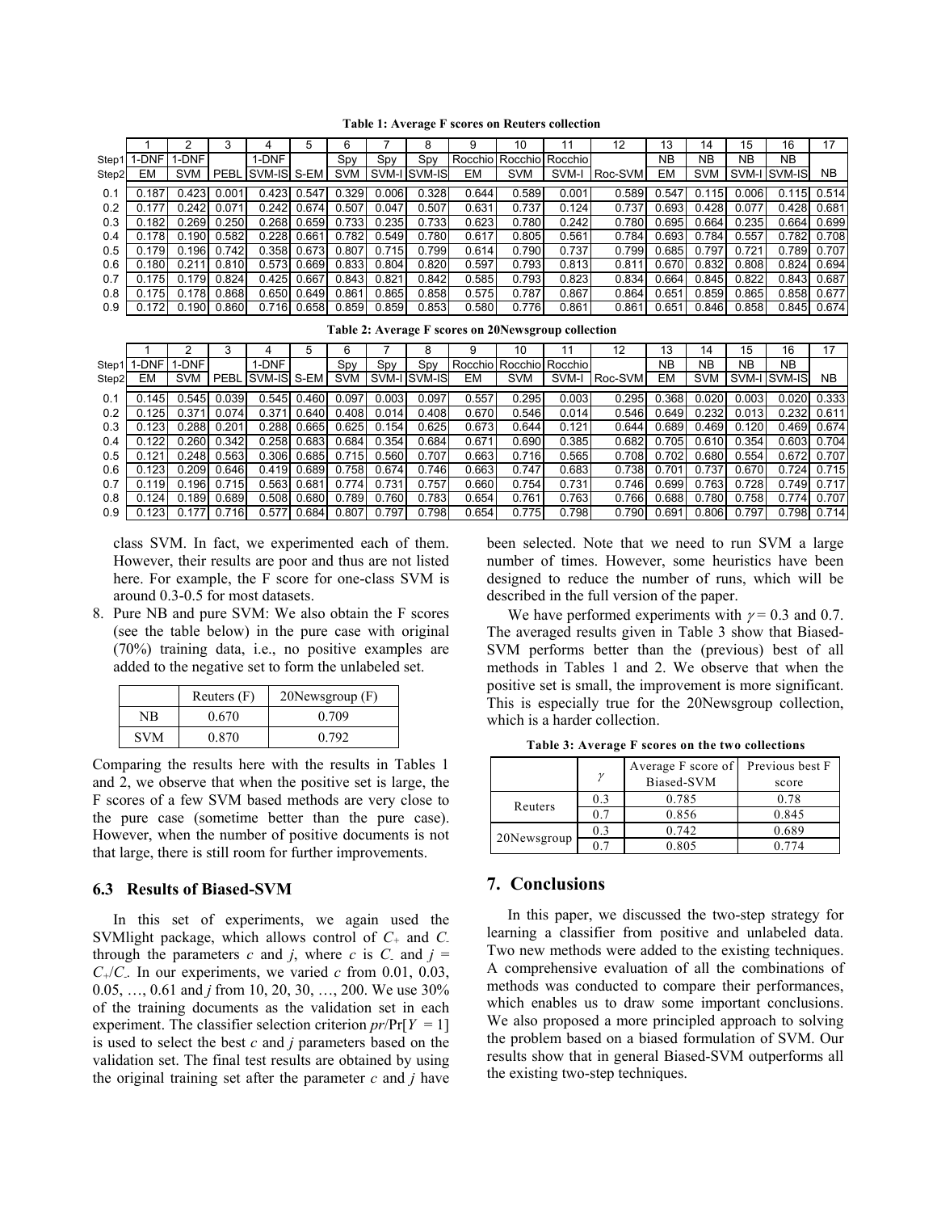**Table 1: Average F scores on Reuters collection**

| | 1 | 2 | 3 | 4 | 5 | 6 | 7 | 8 | 9 | 10 | 11 | 12 | 13 | 14 | 15 | 16 | 17 |
|---|---|---|---|---|---|---|---|---|---|---|---|---|---|---|---|---|---|
| Step1 | 1-DNF | 1-DNF | | 1-DNF | | Spy | Spy | Spy | Rocchio | Rocchio | Rocchio | | NB | NB | NB | NB | |
| Step2 | EM | SVM | PEBL | SVM-IS | S-EM | SVM | SVM-I | SVM-IS | EM | SVM | SVM-I | Roc-SVM | EM | SVM | SVM-I | SVM-IS | NB |
| 0.1 | 0.187 | 0.423 | 0.001 | 0.423 | 0.547 | 0.329 | 0.006 | 0.328 | 0.644 | 0.589 | 0.001 | 0.589 | 0.547 | 0.115 | 0.006 | 0.115 | 0.514 |
| 0.2 | 0.177 | 0.242 | 0.071 | 0.242 | 0.674 | 0.507 | 0.047 | 0.507 | 0.631 | 0.737 | 0.124 | 0.737 | 0.693 | 0.428 | 0.077 | 0.428 | 0.681 |
| 0.3 | 0.182 | 0.269 | 0.250 | 0.268 | 0.659 | 0.733 | 0.235 | 0.733 | 0.623 | 0.780 | 0.242 | 0.780 | 0.695 | 0.664 | 0.235 | 0.664 | 0.699 |
| 0.4 | 0.178 | 0.190 | 0.582 | 0.228 | 0.661 | 0.782 | 0.549 | 0.780 | 0.617 | 0.805 | 0.561 | 0.784 | 0.693 | 0.784 | 0.557 | 0.782 | 0.708 |
| 0.5 | 0.179 | 0.196 | 0.742 | 0.358 | 0.673 | 0.807 | 0.715 | 0.799 | 0.614 | 0.790 | 0.737 | 0.799 | 0.685 | 0.797 | 0.721 | 0.789 | 0.707 |
| 0.6 | 0.180 | 0.211 | 0.810 | 0.573 | 0.669 | 0.833 | 0.804 | 0.820 | 0.597 | 0.793 | 0.813 | 0.811 | 0.670 | 0.832 | 0.808 | 0.824 | 0.694 |
| 0.7 | 0.175 | 0.179 | 0.824 | 0.425 | 0.667 | 0.843 | 0.821 | 0.842 | 0.585 | 0.793 | 0.823 | 0.834 | 0.664 | 0.845 | 0.822 | 0.843 | 0.687 |
| 0.8 | 0.175 | 0.178 | 0.868 | 0.650 | 0.649 | 0.861 | 0.865 | 0.858 | 0.575 | 0.787 | 0.867 | 0.864 | 0.651 | 0.859 | 0.865 | 0.858 | 0.677 |
| 0.9 | 0.172 | 0.190 | 0.860 | 0.716 | 0.658 | 0.859 | 0.859 | 0.853 | 0.580 | 0.776 | 0.861 | 0.861 | 0.651 | 0.846 | 0.858 | 0.845 | 0.674 |

**Table 2: Average F scores on 20Newsgroup collection**

| | 1 | 2 | 3 | 4 | 5 | 6 | 7 | 8 | 9 | 10 | 11 | 12 | 13 | 14 | 15 | 16 | 17 |
|---|---|---|---|---|---|---|---|---|---|---|---|---|---|---|---|---|---|
| Step1 | 1-DNF | 1-DNF | | 1-DNF | | Spy | Spy | Spy | Rocchio | Rocchio | Rocchio | | NB | NB | NB | NB | |
| Step2 | EM | SVM | PEBL | SVM-IS | S-EM | SVM | SVM-I | SVM-IS | EM | SVM | SVM-I | Roc-SVM | EM | SVM | SVM-I | SVM-IS | NB |
| 0.1 | 0.145 | 0.545 | 0.039 | 0.545 | 0.460 | 0.097 | 0.003 | 0.097 | 0.557 | 0.295 | 0.003 | 0.295 | 0.368 | 0.020 | 0.003 | 0.020 | 0.333 |
| 0.2 | 0.125 | 0.371 | 0.074 | 0.371 | 0.640 | 0.408 | 0.014 | 0.408 | 0.670 | 0.546 | 0.014 | 0.546 | 0.649 | 0.232 | 0.013 | 0.232 | 0.611 |
| 0.3 | 0.123 | 0.288 | 0.201 | 0.288 | 0.665 | 0.625 | 0.154 | 0.625 | 0.673 | 0.644 | 0.121 | 0.644 | 0.689 | 0.469 | 0.120 | 0.469 | 0.674 |
| 0.4 | 0.122 | 0.260 | 0.342 | 0.258 | 0.683 | 0.684 | 0.354 | 0.684 | 0.671 | 0.690 | 0.385 | 0.682 | 0.705 | 0.610 | 0.354 | 0.603 | 0.704 |
| 0.5 | 0.121 | 0.248 | 0.563 | 0.306 | 0.685 | 0.715 | 0.560 | 0.707 | 0.663 | 0.716 | 0.565 | 0.708 | 0.702 | 0.680 | 0.554 | 0.672 | 0.707 |
| 0.6 | 0.123 | 0.209 | 0.646 | 0.419 | 0.689 | 0.758 | 0.674 | 0.746 | 0.663 | 0.747 | 0.683 | 0.738 | 0.701 | 0.737 | 0.670 | 0.724 | 0.715 |
| 0.7 | 0.119 | 0.196 | 0.715 | 0.563 | 0.681 | 0.774 | 0.731 | 0.757 | 0.660 | 0.754 | 0.731 | 0.746 | 0.699 | 0.763 | 0.728 | 0.749 | 0.717 |
| 0.8 | 0.124 | 0.189 | 0.689 | 0.508 | 0.680 | 0.789 | 0.760 | 0.783 | 0.654 | 0.761 | 0.763 | 0.766 | 0.688 | 0.780 | 0.758 | 0.774 | 0.707 |
| 0.9 | 0.123 | 0.177 | 0.716 | 0.577 | 0.684 | 0.807 | 0.797 | 0.798 | 0.654 | 0.775 | 0.798 | 0.790 | 0.691 | 0.806 | 0.797 | 0.798 | 0.714 |

class SVM. In fact, we experimented each of them. However, their results are poor and thus are not listed here. For example, the F score for one-class SVM is around 0.3-0.5 for most datasets.

8. Pure NB and pure SVM: We also obtain the F scores (see the table below) in the pure case with original (70%) training data, i.e., no positive examples are added to the negative set to form the unlabeled set.

| | Reuters (F) | 20Newsgroup (F) |
|---|---|---|
| NB | 0.670 | 0.709 |
| SVM | 0.870 | 0.792 |

Comparing the results here with the results in Tables 1 and 2, we observe that when the positive set is large, the F scores of a few SVM based methods are very close to the pure case (sometime better than the pure case). However, when the number of positive documents is not that large, there is still room for further improvements.

### 6.3 Results of Biased-SVM

In this set of experiments, we again used the SVMlight package, which allows control of $C_+$ and $C_-$ through the parameters $c$ and $j$, where $c$ is $C_-$ and $j = C_+/C_-$. In our experiments, we varied $c$ from 0.01, 0.03, 0.05, …, 0.61 and $j$ from 10, 20, 30, …, 200. We use 30% of the training documents as the validation set in each experiment. The classifier selection criterion $pr/\Pr[Y = 1]$ is used to select the best $c$ and $j$ parameters based on the validation set. The final test results are obtained by using the original training set after the parameter $c$ and $j$ have been selected. Note that we need to run SVM a large number of times. However, some heuristics have been designed to reduce the number of runs, which will be described in the full version of the paper.

We have performed experiments with $\gamma = 0.3$ and 0.7. The averaged results given in Table 3 show that Biased-SVM performs better than the (previous) best of all methods in Tables 1 and 2. We observe that when the positive set is small, the improvement is more significant. This is especially true for the 20Newsgroup collection, which is a harder collection.

**Table 3: Average F scores on the two collections**

| | $\gamma$ | Average F score of Biased-SVM | Previous best F score |
|---|---|---|---|
| Reuters | 0.3 | 0.785 | 0.78 |
| | 0.7 | 0.856 | 0.845 |
| 20Newsgroup | 0.3 | 0.742 | 0.689 |
| | 0.7 | 0.805 | 0.774 |

## 7. Conclusions

In this paper, we discussed the two-step strategy for learning a classifier from positive and unlabeled data. Two new methods were added to the existing techniques. A comprehensive evaluation of all the combinations of methods was conducted to compare their performances, which enables us to draw some important conclusions. We also proposed a more principled approach to solving the problem based on a biased formulation of SVM. Our results show that in general Biased-SVM outperforms all the existing two-step techniques.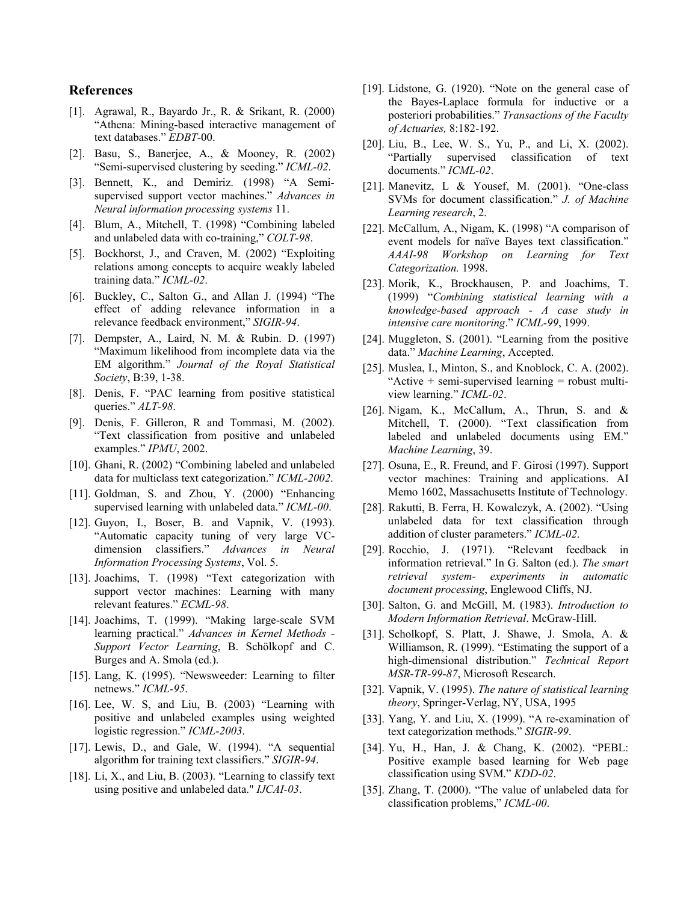## References

[1]. Agrawal, R., Bayardo Jr., R. & Srikant, R. (2000) "Athena: Mining-based interactive management of text databases." *EDBT*-00.

[2]. Basu, S., Banerjee, A., & Mooney, R. (2002) "Semi-supervised clustering by seeding." *ICML-02*.

[3]. Bennett, K., and Demiriz. (1998) "A Semi-supervised support vector machines." *Advances in Neural information processing systems* 11.

[4]. Blum, A., Mitchell, T. (1998) "Combining labeled and unlabeled data with co-training," *COLT-98*.

[5]. Bockhorst, J., and Craven, M. (2002) "Exploiting relations among concepts to acquire weakly labeled training data." *ICML-02*.

[6]. Buckley, C., Salton G., and Allan J. (1994) "The effect of adding relevance information in a relevance feedback environment," *SIGIR-94*.

[7]. Dempster, A., Laird, N. M. & Rubin. D. (1997) "Maximum likelihood from incomplete data via the EM algorithm." *Journal of the Royal Statistical Society*, B:39, 1-38.

[8]. Denis, F. "PAC learning from positive statistical queries." *ALT-98*.

[9]. Denis, F. Gilleron, R and Tommasi, M. (2002). "Text classification from positive and unlabeled examples." *IPMU*, 2002.

[10]. Ghani, R. (2002) "Combining labeled and unlabeled data for multiclass text categorization." *ICML-2002*.

[11]. Goldman, S. and Zhou, Y. (2000) "Enhancing supervised learning with unlabeled data." *ICML-00*.

[12]. Guyon, I., Boser, B. and Vapnik, V. (1993). "Automatic capacity tuning of very large VC-dimension classifiers." *Advances in Neural Information Processing Systems*, Vol. 5.

[13]. Joachims, T. (1998) "Text categorization with support vector machines: Learning with many relevant features." *ECML-98*.

[14]. Joachims, T. (1999). "Making large-scale SVM learning practical." *Advances in Kernel Methods - Support Vector Learning*, B. Schölkopf and C. Burges and A. Smola (ed.).

[15]. Lang, K. (1995). "Newsweeder: Learning to filter netnews." *ICML-95*.

[16]. Lee, W. S, and Liu, B. (2003) "Learning with positive and unlabeled examples using weighted logistic regression." *ICML-2003*.

[17]. Lewis, D., and Gale, W. (1994). "A sequential algorithm for training text classifiers." *SIGIR-94*.

[18]. Li, X., and Liu, B. (2003). "Learning to classify text using positive and unlabeled data." *IJCAI-03*.

[19]. Lidstone, G. (1920). "Note on the general case of the Bayes-Laplace formula for inductive or a posteriori probabilities." *Transactions of the Faculty of Actuaries,* 8:182-192.

[20]. Liu, B., Lee, W. S., Yu, P., and Li, X. (2002). "Partially supervised classification of text documents." *ICML-02*.

[21]. Manevitz, L & Yousef, M. (2001). "One-class SVMs for document classification." *J. of Machine Learning research*, 2.

[22]. McCallum, A., Nigam, K. (1998) "A comparison of event models for naïve Bayes text classification." *AAAI-98 Workshop on Learning for Text Categorization.* 1998.

[23]. Morik, K., Brockhausen, P. and Joachims, T. (1999) "*Combining statistical learning with a knowledge-based approach - A case study in intensive care monitoring*." *ICML-99*, 1999.

[24]. Muggleton, S. (2001). "Learning from the positive data." *Machine Learning*, Accepted.

[25]. Muslea, I., Minton, S., and Knoblock, C. A. (2002). "Active + semi-supervised learning = robust multi-view learning." *ICML-02*.

[26]. Nigam, K., McCallum, A., Thrun, S. and & Mitchell, T. (2000). "Text classification from labeled and unlabeled documents using EM." *Machine Learning*, 39.

[27]. Osuna, E., R. Freund, and F. Girosi (1997). Support vector machines: Training and applications. AI Memo 1602, Massachusetts Institute of Technology.

[28]. Rakutti, B. Ferra, H. Kowalczyk, A. (2002). "Using unlabeled data for text classification through addition of cluster parameters." *ICML-02*.

[29]. Rocchio, J. (1971). "Relevant feedback in information retrieval." In G. Salton (ed.). *The smart retrieval system- experiments in automatic document processing*, Englewood Cliffs, NJ.

[30]. Salton, G. and McGill, M. (1983). *Introduction to Modern Information Retrieval*. McGraw-Hill.

[31]. Scholkopf, S. Platt, J. Shawe, J. Smola, A. & Williamson, R. (1999). "Estimating the support of a high-dimensional distribution." *Technical Report MSR-TR-99-87*, Microsoft Research.

[32]. Vapnik, V. (1995). *The nature of statistical learning theory*, Springer-Verlag, NY, USA, 1995

[33]. Yang, Y. and Liu, X. (1999). "A re-examination of text categorization methods." *SIGIR-99*.

[34]. Yu, H., Han, J. & Chang, K. (2002). "PEBL: Positive example based learning for Web page classification using SVM." *KDD-02*.

[35]. Zhang, T. (2000). "The value of unlabeled data for classification problems," *ICML-00*.